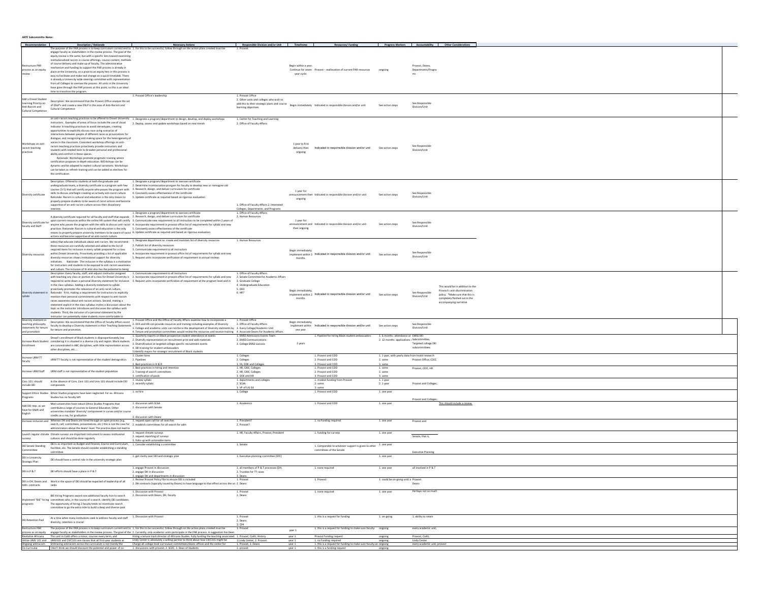**ARTF Subcommittee Name:**

| Recommendation | Description / Rationale | Necessary Actions | Responsible Division and/or Unit | Timeframe | Resources/ Funding | Progress Markers | Accountability | Other Considerations |
|---|---|---|---|---|---|---|---|---|
| Restructure PAR process as an equity review | The purpose of the PAR process is to keep curriculum current and to engage faculty as stakeholders in the review process. The goal of the equity review is the same, but with a specific lens toward examining institutionalized racism in course offerings, course content, methods of course delivery and make up of faculty. The administrative mechanism and funding to support the PAR process is already in place at the University, so a pivot to an equity lens in this process is easy to facilitate and make real change on a quick timetable. There is already a University wide steering committee with representation from all Colleges to oversee the process. All units in the University have gone through the PAR process at this point, so this is an ideal time to transition the program. | 1. For this to be successful, follow through on the action plans created must be | 1. Provost | Begin within a year. Continue for seven year cycle. | Provost-- reallocation of current PAR resources | ongoing | Provost, Deans, Departments/Programs | |
| Add a Drexel Student Learning Priority on Anti-Racism and Cultural Competence | Description: We recommend that the Provost Office analyze the set of DSLP's and create a new DSLP in the area of Anti-Racism and Cultural Competence | 1. Provost Office's leadership | 1. Provost Office 2. Other units and colleges who wish to add this to their strategic plans and course learning objectives | Begin immediately | Indicated in responsible divison and/or unit | See action steps | See Responsible Division/Unit | |
| Workshops on anti-racism teaching practices | on anti-racism teaching practices to be offered to Drexel University instructors. Examples of areas of focus include the use of visual indicator in teaching practices to avoid stereotypes, creating opportunities to explicitly discuss race using scenarios of interactions between people of different races as provocations for dialogue, and recognizing and making space for the heterogeneity of voices in the classroom. Consistent workshop offerings on anti-racism teaching practices proactively provide instructors and students with needed tools to broaden personal and professional ability and comfort in these spaces. Rationale: Workshops promote pragmatic training where certification proposes in-depth education. WOrkshops can be dynamic and be adapted to replect cultural variations. Workshops can be taken as refresh training and can be added as electives for the certification. | 1. Designate a program/department to design, develop, and deploy workshops 2. Deploy, assess and update workshops based on new trends | 1. Center for Teaching and Learning 2. Office of Faculty Affairs | 1 year to first delivery then ongoing | Indicated in responsible division and/or unit | See action steps | See Responsible Division/Unit | |
| Diversity certificate | Description: Offered to students at both the graduate and undergraduate levels, a diversity certificate is a program with few courses (3-5) that will certify anyone who passes the program with skills to discuss and begin creating an actively anti-racist culture. Rationale: Racism is cultural and education is the only means to properly prepare students to be aware of racist actions and become supportive of an anti-racism culture across their disciplinary interests. | 1. Designate a program/department to oversee certificate 2. Determine incentivization program for faculty to develop new or reimagine old courses for certificate 3. Research, design, and deliver curriculum for certificate 4. Constantly assess effectiveness of the certificate 5. Update certificate as required based on rigorous evaluation | 1. Office of Faculty Affairs 2. Interested Colleges, Departments, and Programs | 1 year for announcement then ongoing | Indicated in responsible division and/or unit | See action steps | See Responsible Division/Unit | |
| Diversity certificate for faculty and Staff | A diversity certificate required for all faculty and staff that expands upon current resources within the online HR system that will certify anyone who passes the program with the skills to discuss anti-racist practices. Rationale: Racism is cultural and education is the only means to properly prepare university members to be aware of racist actions and become supportive of an anti-racism culture. | 1. Designate a program/department to oversee certificate 2. Research, design, and deliver curriculum for certificate 3. Communicate new requirement to all instructors to be completed within 2 years of 4. Incorporate requirement in provost office list of requirements for syllabi and new 5. Constantly assess effectiveness of the certificate 6. Update certificate as required and based on rigorous evaluation | 1. Office of Faculty Affairs 2. Human Resources | 1 year for announcement and then ongoing | Indicated in responsible division and/or unit | See action steps | See Responsible Division/Unit | |
| Diversity resources | video) that educate individuals about anti-racism. We recommend these resources are carefully selected and added to the list of required items for inclusion in every syllabi prepared for a class within Drexel University. Proactively providing a list of applicable diversity resources shows institutional support for diversity initiatives. Rationale: The inclusion in the syllabus is a motivation for instructors and students to be exposed to anti-racism awareness and culture. The inclusion of th elist also has the potential to being | 1. Designate department to create and maintain list of diversity resources 2. Publish list of diversity resources 3. Communicate requirement to all instructors 4. Incorporate requirement in provost office list of requirements for syllabi and new 5. Request units incorporate verification of requirement in annual reviews | 1. Human Resources | Begin immediately; implement within 2 months. | Indicated in responsible division and/or unit | See action steps | See Responsible Division/Unit | |
| Diversity statement in syllabi | Description: Every faculty, staff, and adjunct instructor assigned with teaching any class or portion of a class for Drexel University is required to write down a personal diversity statement for inclusion in the class syllabus. Adding a diversity statement to syllabi proactively promotes the relevance of an anti-racist culture. Rationale: First, making a requirement for instructors to explicitly mention their personal commitments with respect to anti-racism raises awareness about anti-racism actions. Second, making a statement explicit in the class syllabus invites a discussion about the topic as the instructor introduces and discusses the syllabus with students. Third, the inclusion of a personal statement by the instructor can potentially make students more comfortable to | 1. Communicate requirement to all instructors 2. Incorporate requirement in provost office list of requirements for syllabi and new 3. Request units incorporate verification of requirement at the program level and in | 1. Office of Faculty Affairs 2. Senate Committee for Academic Affairs 3. Graduate College 4. Undergraduate Education 5. OED 6. HR? | Begin immediately; implement within 2 months. | Indicated in responsible division and/or unit | See action steps | See Responsible Division/Unit | This would be in addition to the Provost's anti-discrimination policy. *Make sure that this is completely fleshed out in the accompanying narrative |
| Diversity statement in teaching philosophy statements for tenure and promotion | Description: We recommend that the Office of Faculty Affairs assist faculty to develop a Diversity statement in their Teaching Statements for tenure and promotion. | 1. Provost Office and the Office of Faculty Affairs examine how to incorporate a 2. OFA and HR can provide resources and training including examples of Diversity 3. College and academic units can reinforce the development of Diversity statements by 4. Tenure and promotion committees would review the resources and receive training | 1. Provost Office 2. Office of Faculty Affairs 3. Every College/Academic Unit 4. Associate Deans for Academic Affairs | Begin immediately; implement within one year. | Indicated in responsible division and/or unit | See action steps | See Responsible Division/Unit | |
| Increase Black Student Enrollment | Drexel's enrollment of Black students is disproportionately low considering it is situated in a diverse city and region. Black students are concentrated in ABC disciplines, with little representation across other disciplines, etc.... | 1. Quarterly reports on Black prospective student attendance at events 2. Diversify representation on recruitment print and web materials 3. Diversification at targeted college specific recruitment events 4. DEI training for student ambassadors 5.Identify majors for strategic recruitment of Black students | 1. EMSS Admissions Events Team 2. EMSS Communications 3. College EMSS Liaisons | 2 years | 1. Pipeline for hiring Black student ambassadors | 1. 6 months: attendance at 2. 12 months: applications i | EMSS DEI Subcommittee, Targeted college DEI subcommittees | |
| Increase URM TT faculty | URM TT faculty is not representative of the student demographics | 1. Cluster hires 2. Pipelines 3. Best practices in H & R | 1. Colleges 2. Colleges 3. FA, ODE, and Colleges | | 1. Provost and COO 2. Provost and COO 3. Provost and COO | 1. 1 year, with yearly data from Instit research 2. same 3. same | Provost Office, COO, | |
| Increase URM Staff | URM staff is not representative of the student population | 1. Best practices in hiring and retention 2. Training of search committees 3. certification of pools | 1. HR, ODE, Colleges 2. HR, ODE, Colleges 3. ODE and HR | | 1. Provost and COO 2. Provost and COO 3. Provost and COO | 1. same 2. same 3. same | Provost, COO, HR | |
| Civic 101: should include DEI | In the absence of Core, Civic 101 and Univ 101 should include DEI components | 1. review syllabi 2. recertify syllabi | 1. departments and colleges 2. SCAA 3. VP of UG Ed | | 1. modest funding from Provost 2. same 3. same | 1. 1 year 2. 1 year | Provost and Colleges; | |
| Support Ethnic Studies Programs | Ethnic Studies programs have been neglected. For ex. Africana Studies has no faculty left | 1. re-hire | 1. College | | 1. Provost and COO | 1. one year | Provost and Colleges; | |
| Add DEI reqs. as we have for Math and English | Most universities have robust Ethnic Studies Programs that contribute a range of courses to General Education. Other universities mandate 'diversity' component in curses and/or course credits as a req. for graduation | 1. discussion with SCAA 2. discussion with Senate 3. discussion with Deans | 1. Academics | | 1. Provost and COO | 1. one year | | This should include a review |
| Increase inclusion and | Whereas DH and Deans are hired through an open process (e.g. search, call, committees, presentations, etc.) this is not the case for administrators above the deans' level. The practice does not lead to | 1. request open call for all searches 2. establish committees for all search for adm | 1. President? 2. Provost? | | 1. no funding required | 1. one year | Provost and | |
| Launch regular climate surveys | Climate surveys are important instrument to assess institutional cultures and should be done regularly | 1. request climate surveys 2. request reporting of surveys 3. Follo up with actionable items | 1. HR, Faculty Affairs, Provost, President | | 1. funding for surveys | 1. one year | Senate, that is, | |
| DEI Senate Standing Committee | DEI is as important as Budget and Finance, Course and Curriculum, Facilities, etc. The Senate should consider establishing a standing committee | 1. Consider establishing a committee | 1. Senate | | 1. Comparable to whatever support is given to other committees of the Senate | 1. one year | Executive Planning | |
| DEI in University Strategic Plan | DEI should have a central role in the university strategic plan | 1. get clarity over DEI and strategic plan | 1. Executive planning committee (EPC) | | | 1. one year | | |
| DEI in P & T | DEI efforts should have a place in P & T | 1. engage Provost in discussion 2. engage DH in discussion 3. engage DH and departments in discussion | 1. all members of P & T processes (DH, 2. Trustees for TT cases 3. Deans | | 1. none required | 1. one year | all involved in P & T | |
| DEI in DH, Deans and Adm. contracts | Work in the space of DEI should be expected of leadership of all ranks | 1. Review Provost Policy File to ensure DEI is included 2. DH contracts (typically issued by Deans) to have language to that effect across the un | 1. Provost 2. Deans | | 1. Provost | 1. could be on-going until a | Provost Deans | |
| Implement "BIE" hiring programs | BIE Hiring Programs award one additional faculty hire to search committees who, in the course of a search, identify DEI candidates. The opportunity of hiring 2 faculty tends to incentivize search committee to go the extra mile to build a deep and diverse pool | 1. Discussion with Provost 2. Discussion with Deans, DH, faculty | 1. Provost 2. Deans | | 1. none required | 1. one year | Perhaps not so much | |
| DEI Retention Pool | At a time when many institutions seek to address faculty and staff diversity, retention is crucial | 1. Discussion with Provost | 1. Provost 2. Deans 3. DH | | 1. this is a request for funding | 1. on-going | 1. ability to retain | |
| Restructure PAR process as an equity | The purpose of the PAR process is to keep curriculum current and to engage faculty as stakeholders in the review process. The goal of the | 1. For this to be successful, follow through on the action plans created must be 2. Currently, only academic units participate in the PAR process. A suggestion has been | 1. Provost | year 1 | 1. this is a request for funding to make sure faculty | ongoing | every academic unit, | |
| Revitalize Africana | This unit in CoAS offers a minor, courses every term, and | Hiring a tenure track director of Africana Studies. Fully funding the teaching associated | 1. Provost; CoAS; History | year 1 | Provost funding request | ongoing | Provost; CoAS; | |
| Utilize UNIV 101 and | UNIV101 and CIVC101 are classes that all first-year students at | Lindy Center is absolutely a willing partner to think about how CIVC101 might be | 1.Lindy Center; 2. Provost | year 1 | 1. no funding required | ongoing | Lindy Center | |
| Ongoing antiracism | Embracing antiracism across the curriculum is not merely the | Charge all college level curriculum committees/deans offices and the center for | 1. Provost, 2. Deans | year 1 | 1. this is a request for funding to make sure faculty are | ongoing | every academic unit, provost | |
| Co-Curricular | I don't think we should discount the potential and power of co- | 1. discussions with provost, 2. SCDC, 3. Dean of Students | 1. provost | year 1 | 1. this is a funding request | ongoing | | |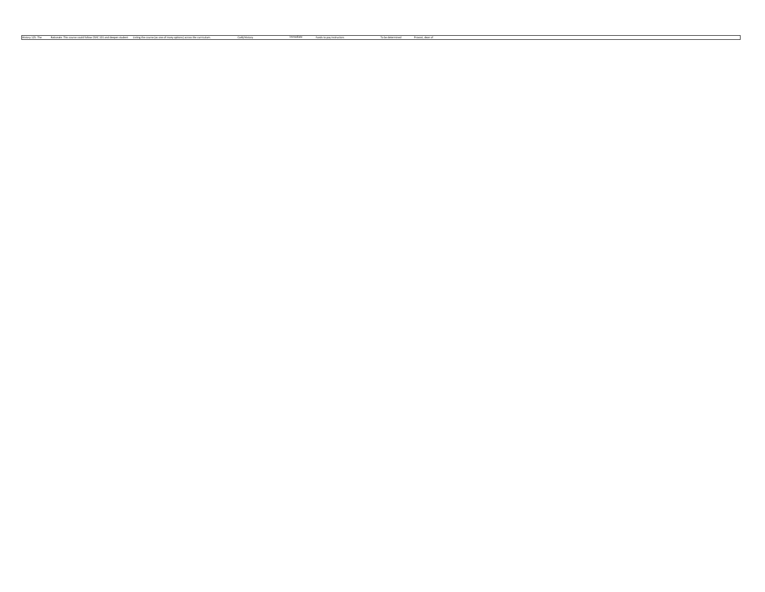| | | | | | | | |
|---|---|---|---|---|---|---|---|
| History 125: The | Rationale: This course could follow CIVIC 101 and deepen student | Listing the course (as one of many options) across the curriculum. | CoAS/History | Immediate | Funds to pay instructors | To be determined | Provost, dean of |